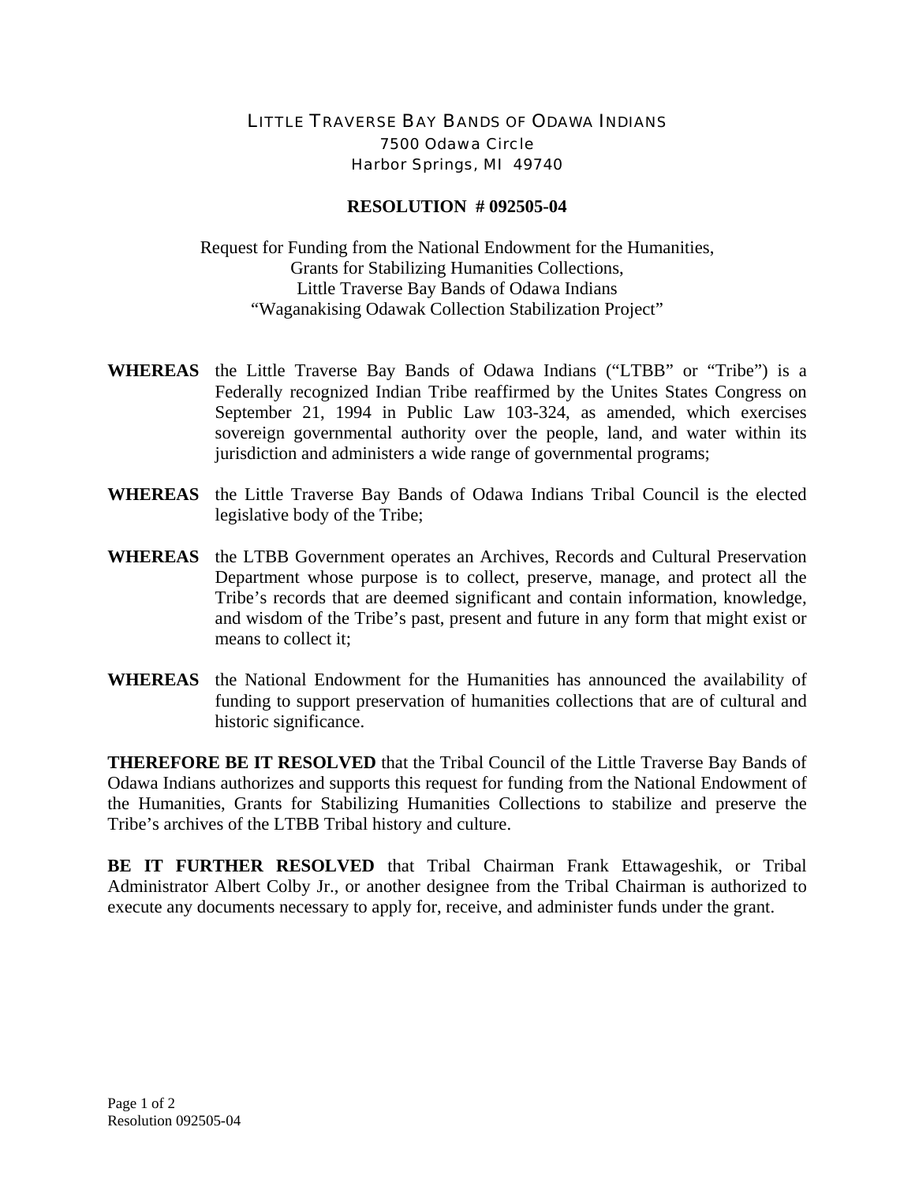# LITTLE TRAVERSE BAY BANDS OF ODAWA INDIANS

7500 Odawa Circle
Harbor Springs, MI 49740

## RESOLUTION # 092505-04

Request for Funding from the National Endowment for the Humanities,
Grants for Stabilizing Humanities Collections,
Little Traverse Bay Bands of Odawa Indians
"Waganakising Odawak Collection Stabilization Project"

**WHEREAS** the Little Traverse Bay Bands of Odawa Indians ("LTBB" or "Tribe") is a Federally recognized Indian Tribe reaffirmed by the Unites States Congress on September 21, 1994 in Public Law 103-324, as amended, which exercises sovereign governmental authority over the people, land, and water within its jurisdiction and administers a wide range of governmental programs;

**WHEREAS** the Little Traverse Bay Bands of Odawa Indians Tribal Council is the elected legislative body of the Tribe;

**WHEREAS** the LTBB Government operates an Archives, Records and Cultural Preservation Department whose purpose is to collect, preserve, manage, and protect all the Tribe's records that are deemed significant and contain information, knowledge, and wisdom of the Tribe's past, present and future in any form that might exist or means to collect it;

**WHEREAS** the National Endowment for the Humanities has announced the availability of funding to support preservation of humanities collections that are of cultural and historic significance.

**THEREFORE BE IT RESOLVED** that the Tribal Council of the Little Traverse Bay Bands of Odawa Indians authorizes and supports this request for funding from the National Endowment of the Humanities, Grants for Stabilizing Humanities Collections to stabilize and preserve the Tribe's archives of the LTBB Tribal history and culture.

**BE IT FURTHER RESOLVED** that Tribal Chairman Frank Ettawageshik, or Tribal Administrator Albert Colby Jr., or another designee from the Tribal Chairman is authorized to execute any documents necessary to apply for, receive, and administer funds under the grant.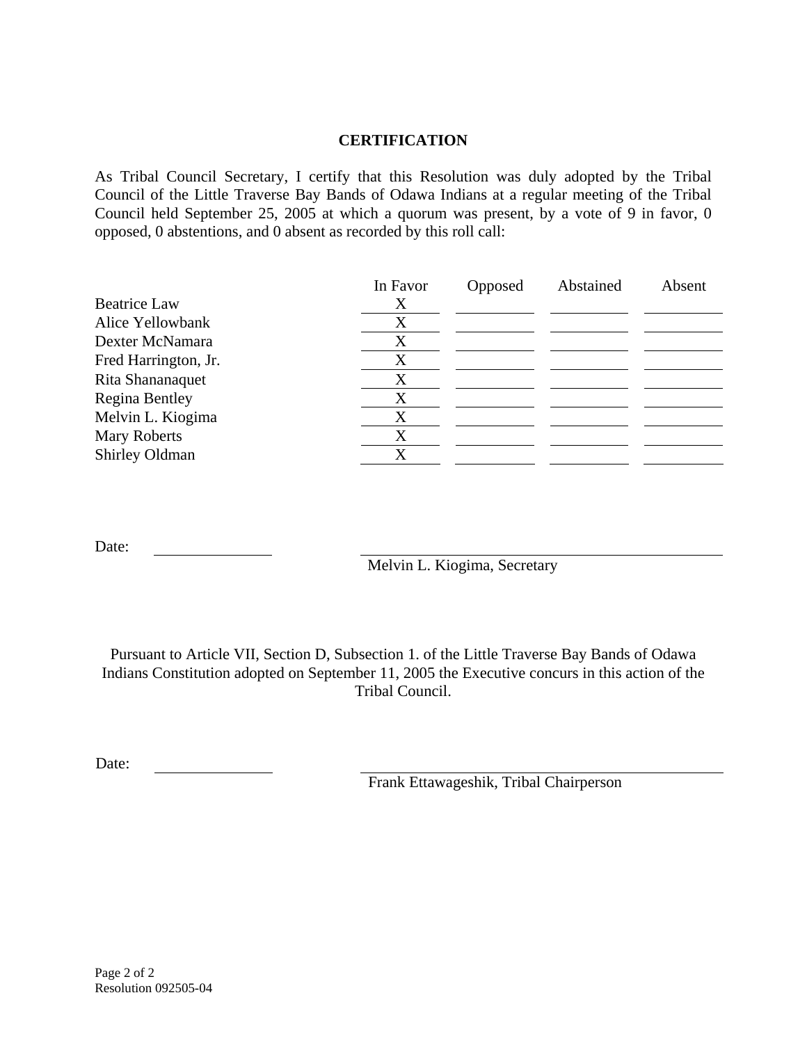## CERTIFICATION

As Tribal Council Secretary, I certify that this Resolution was duly adopted by the Tribal Council of the Little Traverse Bay Bands of Odawa Indians at a regular meeting of the Tribal Council held September 25, 2005 at which a quorum was present, by a vote of 9 in favor, 0 opposed, 0 abstentions, and 0 absent as recorded by this roll call:

| | In Favor | Opposed | Abstained | Absent |
|---|---|---|---|---|
| Beatrice Law | X | | | |
| Alice Yellowbank | X | | | |
| Dexter McNamara | X | | | |
| Fred Harrington, Jr. | X | | | |
| Rita Shananaquet | X | | | |
| Regina Bentley | X | | | |
| Melvin L. Kiogima | X | | | |
| Mary Roberts | X | | | |
| Shirley Oldman | X | | | |

Date: ______________

______________________________
Melvin L. Kiogima, Secretary

Pursuant to Article VII, Section D, Subsection 1. of the Little Traverse Bay Bands of Odawa Indians Constitution adopted on September 11, 2005 the Executive concurs in this action of the Tribal Council.

Date: ______________

______________________________
Frank Ettawageshik, Tribal Chairperson

Resolution 092505-04